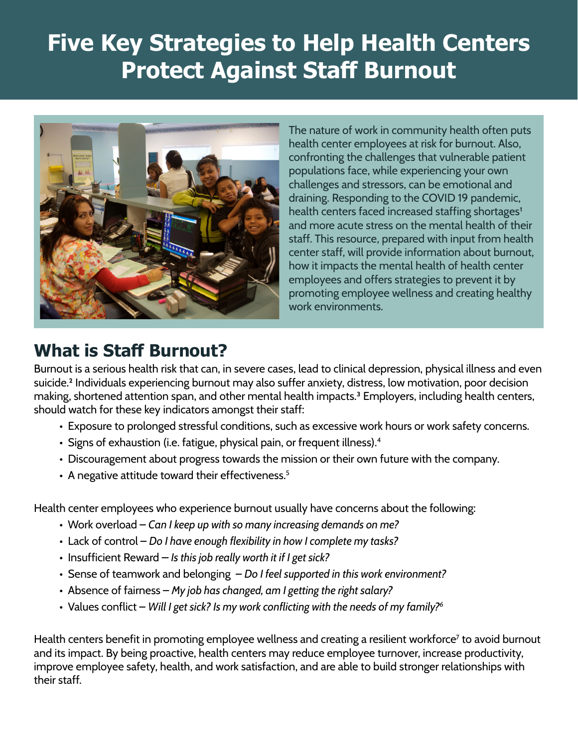# Five Key Strategies to Help Health Centers Protect Against Staff Burnout

The nature of work in community health often puts health center employees at risk for burnout. Also, confronting the challenges that vulnerable patient populations face, while experiencing your own challenges and stressors, can be emotional and draining. Responding to the COVID 19 pandemic, health centers faced increased staffing shortages[1] and more acute stress on the mental health of their staff. This resource, prepared with input from health center staff, will provide information about burnout, how it impacts the mental health of health center employees and offers strategies to prevent it by promoting employee wellness and creating healthy work environments.

## What is Staff Burnout?

Burnout is a serious health risk that can, in severe cases, lead to clinical depression, physical illness and even suicide.[2] Individuals experiencing burnout may also suffer anxiety, distress, low motivation, poor decision making, shortened attention span, and other mental health impacts.[3] Employers, including health centers, should watch for these key indicators amongst their staff:

- Exposure to prolonged stressful conditions, such as excessive work hours or work safety concerns.
- Signs of exhaustion (i.e. fatigue, physical pain, or frequent illness).[4]
- Discouragement about progress towards the mission or their own future with the company.
- A negative attitude toward their effectiveness.[5]

Health center employees who experience burnout usually have concerns about the following:

- Work overload – *Can I keep up with so many increasing demands on me?*
- Lack of control – *Do I have enough flexibility in how I complete my tasks?*
- Insufficient Reward – *Is this job really worth it if I get sick?*
- Sense of teamwork and belonging – *Do I feel supported in this work environment?*
- Absence of fairness – *My job has changed, am I getting the right salary?*
- Values conflict – *Will I get sick? Is my work conflicting with the needs of my family?*[6]

Health centers benefit in promoting employee wellness and creating a resilient workforce[7] to avoid burnout and its impact. By being proactive, health centers may reduce employee turnover, increase productivity, improve employee safety, health, and work satisfaction, and are able to build stronger relationships with their staff.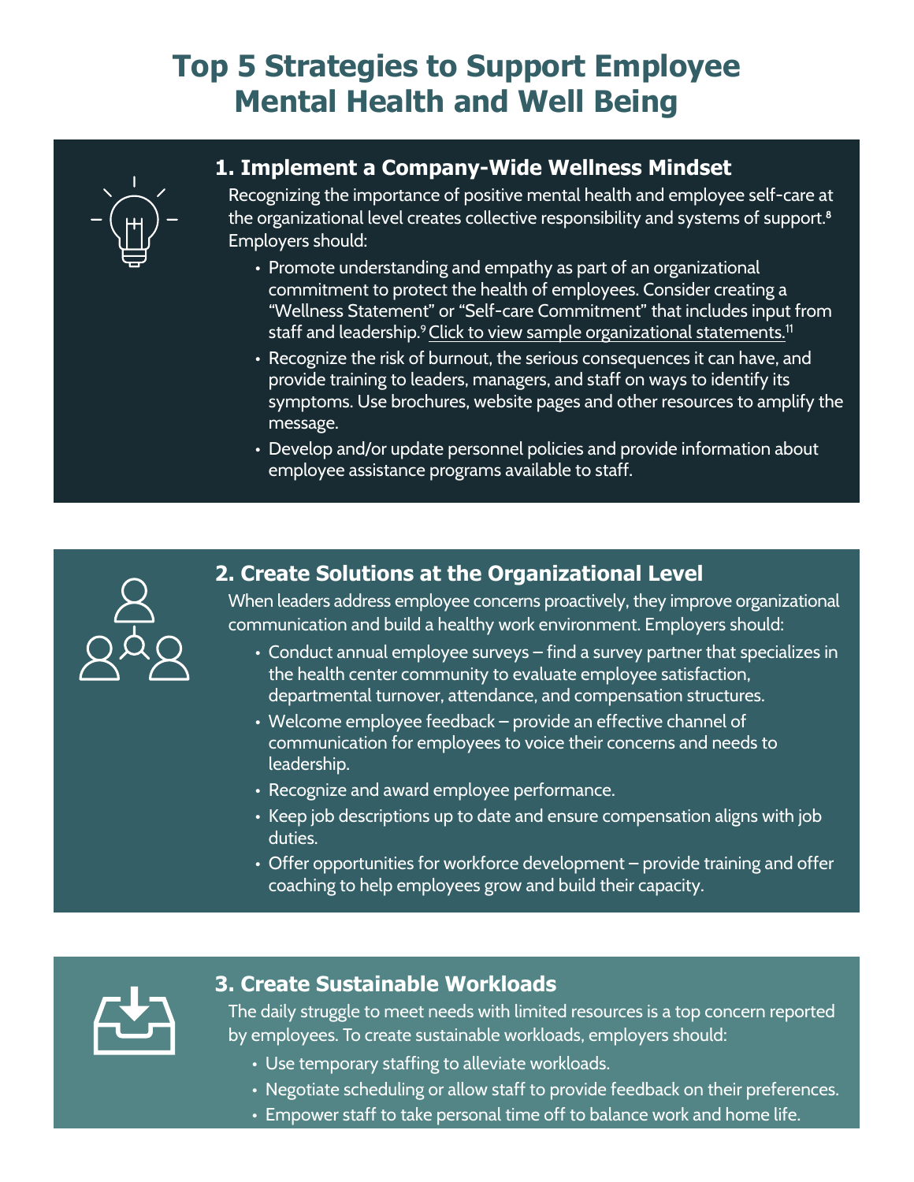# Top 5 Strategies to Support Employee Mental Health and Well Being

## 1. Implement a Company-Wide Wellness Mindset

Recognizing the importance of positive mental health and employee self-care at the organizational level creates collective responsibility and systems of support.[8] Employers should:

- Promote understanding and empathy as part of an organizational commitment to protect the health of employees. Consider creating a "Wellness Statement" or "Self-care Commitment" that includes input from staff and leadership.[9] Click to view sample organizational statements.[11]
- Recognize the risk of burnout, the serious consequences it can have, and provide training to leaders, managers, and staff on ways to identify its symptoms. Use brochures, website pages and other resources to amplify the message.
- Develop and/or update personnel policies and provide information about employee assistance programs available to staff.

## 2. Create Solutions at the Organizational Level

When leaders address employee concerns proactively, they improve organizational communication and build a healthy work environment. Employers should:

- Conduct annual employee surveys – find a survey partner that specializes in the health center community to evaluate employee satisfaction, departmental turnover, attendance, and compensation structures.
- Welcome employee feedback – provide an effective channel of communication for employees to voice their concerns and needs to leadership.
- Recognize and award employee performance.
- Keep job descriptions up to date and ensure compensation aligns with job duties.
- Offer opportunities for workforce development – provide training and offer coaching to help employees grow and build their capacity.

## 3. Create Sustainable Workloads

The daily struggle to meet needs with limited resources is a top concern reported by employees. To create sustainable workloads, employers should:

- Use temporary staffing to alleviate workloads.
- Negotiate scheduling or allow staff to provide feedback on their preferences.
- Empower staff to take personal time off to balance work and home life.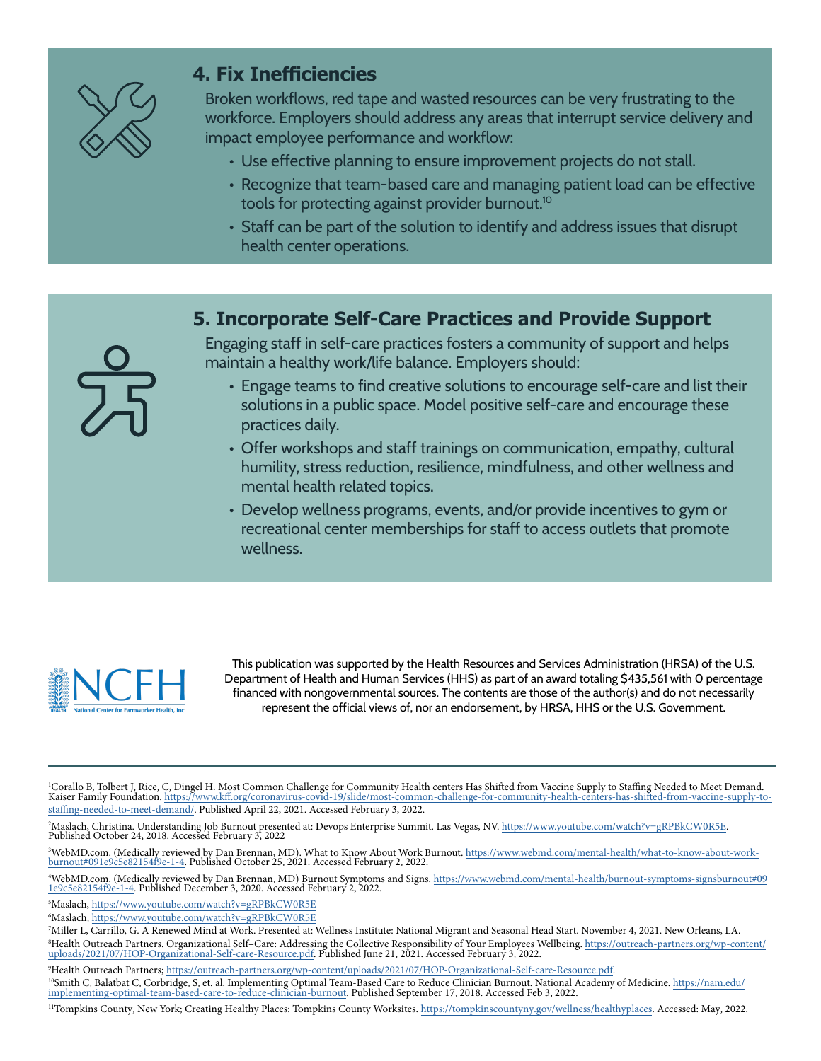## 4. Fix Inefficiencies

Broken workflows, red tape and wasted resources can be very frustrating to the workforce. Employers should address any areas that interrupt service delivery and impact employee performance and workflow:

- Use effective planning to ensure improvement projects do not stall.
- Recognize that team-based care and managing patient load can be effective tools for protecting against provider burnout.[10]
- Staff can be part of the solution to identify and address issues that disrupt health center operations.

## 5. Incorporate Self-Care Practices and Provide Support

Engaging staff in self-care practices fosters a community of support and helps maintain a healthy work/life balance. Employers should:

- Engage teams to find creative solutions to encourage self-care and list their solutions in a public space. Model positive self-care and encourage these practices daily.
- Offer workshops and staff trainings on communication, empathy, cultural humility, stress reduction, resilience, mindfulness, and other wellness and mental health related topics.
- Develop wellness programs, events, and/or provide incentives to gym or recreational center memberships for staff to access outlets that promote wellness.

NCFH National Center for Farmworker Health, Inc.

This publication was supported by the Health Resources and Services Administration (HRSA) of the U.S. Department of Health and Human Services (HHS) as part of an award totaling $435,561 with 0 percentage financed with nongovernmental sources. The contents are those of the author(s) and do not necessarily represent the official views of, nor an endorsement, by HRSA, HHS or the U.S. Government.

---

[1] Corallo B, Tolbert J, Rice, C, Dingel H. Most Common Challenge for Community Health centers Has Shifted from Vaccine Supply to Staffing Needed to Meet Demand. Kaiser Family Foundation. https://www.kff.org/coronavirus-covid-19/slide/most-common-challenge-for-community-health-centers-has-shifted-from-vaccine-supply-to-staffing-needed-to-meet-demand/. Published April 22, 2021. Accessed February 3, 2022.

[2] Maslach, Christina. Understanding Job Burnout presented at: Devops Enterprise Summit. Las Vegas, NV. https://www.youtube.com/watch?v=gRPBkCW0R5E. Published October 24, 2018. Accessed February 3, 2022

[3] WebMD.com. (Medically reviewed by Dan Brennan, MD). What to Know About Work Burnout. https://www.webmd.com/mental-health/what-to-know-about-work-burnout#091e9c5e82154f9e-1-4. Published October 25, 2021. Accessed February 2, 2022.

[4] WebMD.com. (Medically reviewed by Dan Brennan, MD) Burnout Symptoms and Signs. https://www.webmd.com/mental-health/burnout-symptoms-signsburnout#091e9c5e82154f9e-1-4. Published December 3, 2020. Accessed February 2, 2022.

[5] Maslach, https://www.youtube.com/watch?v=gRPBkCW0R5E

[6] Maslach, https://www.youtube.com/watch?v=gRPBkCW0R5E

[7] Miller L, Carrillo, G. A Renewed Mind at Work. Presented at: Wellness Institute: National Migrant and Seasonal Head Start. November 4, 2021. New Orleans, LA.

[8] Health Outreach Partners. Organizational Self–Care: Addressing the Collective Responsibility of Your Employees Wellbeing. https://outreach-partners.org/wp-content/uploads/2021/07/HOP-Organizational-Self-care-Resource.pdf. Published June 21, 2021. Accessed February 3, 2022.

[9] Health Outreach Partners; https://outreach-partners.org/wp-content/uploads/2021/07/HOP-Organizational-Self-care-Resource.pdf.

[10] Smith C, Balatbat C, Corbridge, S, et. al. Implementing Optimal Team-Based Care to Reduce Clinician Burnout. National Academy of Medicine. https://nam.edu/implementing-optimal-team-based-care-to-reduce-clinician-burnout. Published September 17, 2018. Accessed Feb 3, 2022.

[11] Tompkins County, New York; Creating Healthy Places: Tompkins County Worksites. https://tompkinscountyny.gov/wellness/healthyplaces. Accessed: May, 2022.